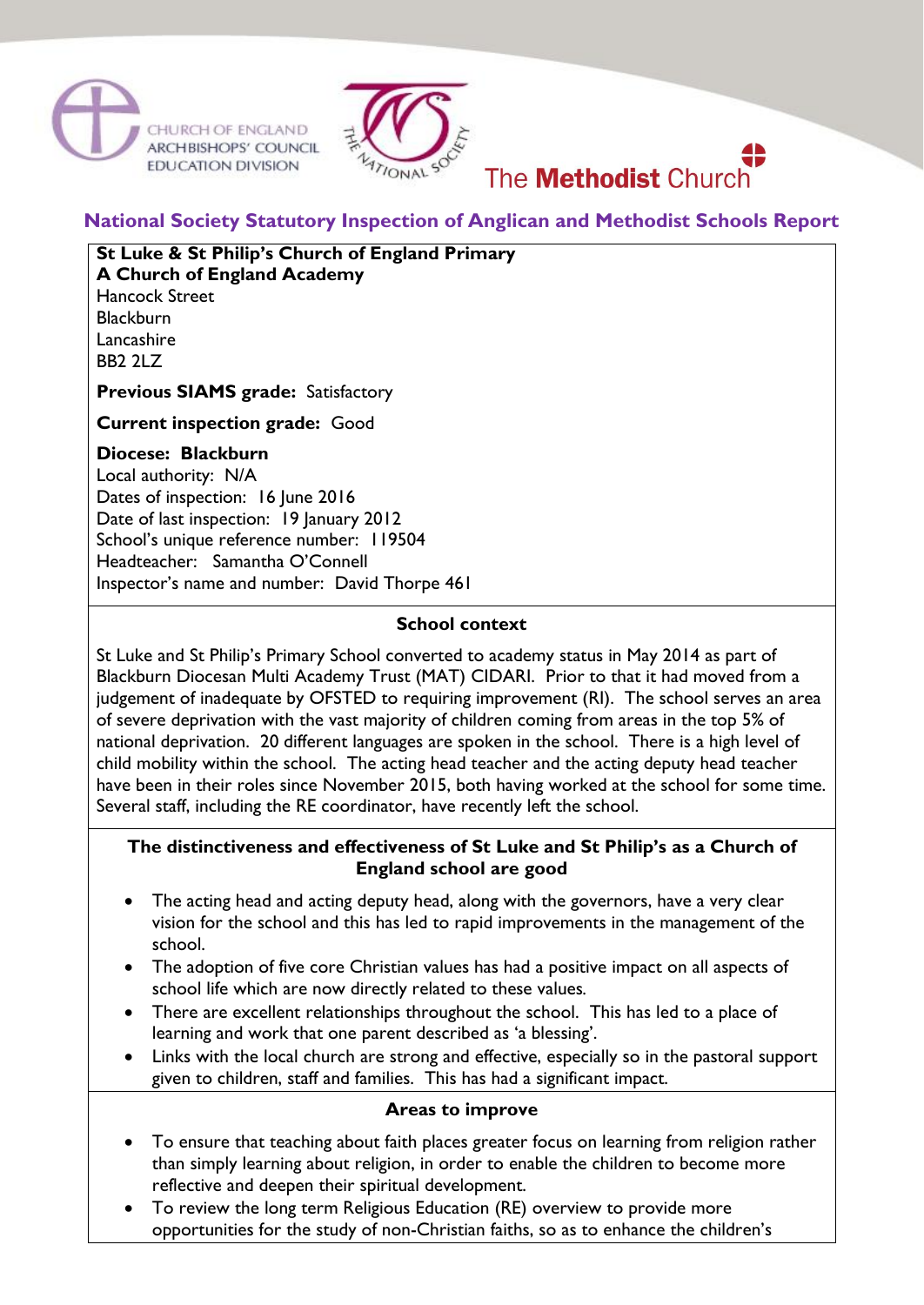CHURCH OF ENGLAND ARCHBISHOPS' COUNCIL EDUCATION DIVISION

THE NATIONAL SOCIETY

The **Methodist** Church

## National Society Statutory Inspection of Anglican and Methodist Schools Report

**St Luke & St Philip's Church of England Primary**
**A Church of England Academy**
Hancock Street
Blackburn
Lancashire
BB2 2LZ

**Previous SIAMS grade:** Satisfactory

**Current inspection grade:** Good

**Diocese: Blackburn**
Local authority: N/A
Dates of inspection: 16 June 2016
Date of last inspection: 19 January 2012
School's unique reference number: 119504
Headteacher: Samantha O'Connell
Inspector's name and number: David Thorpe 461

### School context

St Luke and St Philip's Primary School converted to academy status in May 2014 as part of Blackburn Diocesan Multi Academy Trust (MAT) CIDARI. Prior to that it had moved from a judgement of inadequate by OFSTED to requiring improvement (RI). The school serves an area of severe deprivation with the vast majority of children coming from areas in the top 5% of national deprivation. 20 different languages are spoken in the school. There is a high level of child mobility within the school. The acting head teacher and the acting deputy head teacher have been in their roles since November 2015, both having worked at the school for some time. Several staff, including the RE coordinator, have recently left the school.

### The distinctiveness and effectiveness of St Luke and St Philip's as a Church of England school are good

- The acting head and acting deputy head, along with the governors, have a very clear vision for the school and this has led to rapid improvements in the management of the school.
- The adoption of five core Christian values has had a positive impact on all aspects of school life which are now directly related to these values.
- There are excellent relationships throughout the school. This has led to a place of learning and work that one parent described as 'a blessing'.
- Links with the local church are strong and effective, especially so in the pastoral support given to children, staff and families. This has had a significant impact.

### Areas to improve

- To ensure that teaching about faith places greater focus on learning from religion rather than simply learning about religion, in order to enable the children to become more reflective and deepen their spiritual development.
- To review the long term Religious Education (RE) overview to provide more opportunities for the study of non-Christian faiths, so as to enhance the children's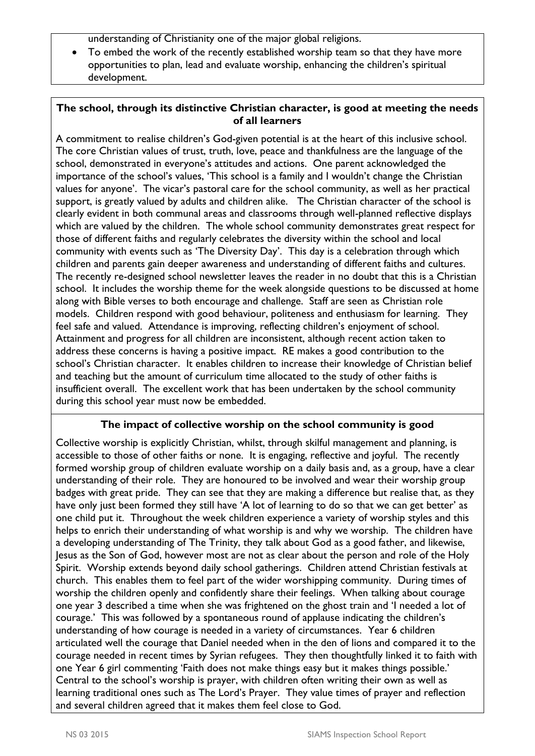understanding of Christianity one of the major global religions.

- To embed the work of the recently established worship team so that they have more opportunities to plan, lead and evaluate worship, enhancing the children's spiritual development.

**The school, through its distinctive Christian character, is good at meeting the needs of all learners**

A commitment to realise children's God-given potential is at the heart of this inclusive school. The core Christian values of trust, truth, love, peace and thankfulness are the language of the school, demonstrated in everyone's attitudes and actions. One parent acknowledged the importance of the school's values, 'This school is a family and I wouldn't change the Christian values for anyone'. The vicar's pastoral care for the school community, as well as her practical support, is greatly valued by adults and children alike. The Christian character of the school is clearly evident in both communal areas and classrooms through well-planned reflective displays which are valued by the children. The whole school community demonstrates great respect for those of different faiths and regularly celebrates the diversity within the school and local community with events such as 'The Diversity Day'. This day is a celebration through which children and parents gain deeper awareness and understanding of different faiths and cultures. The recently re-designed school newsletter leaves the reader in no doubt that this is a Christian school. It includes the worship theme for the week alongside questions to be discussed at home along with Bible verses to both encourage and challenge. Staff are seen as Christian role models. Children respond with good behaviour, politeness and enthusiasm for learning. They feel safe and valued. Attendance is improving, reflecting children's enjoyment of school. Attainment and progress for all children are inconsistent, although recent action taken to address these concerns is having a positive impact. RE makes a good contribution to the school's Christian character. It enables children to increase their knowledge of Christian belief and teaching but the amount of curriculum time allocated to the study of other faiths is insufficient overall. The excellent work that has been undertaken by the school community during this school year must now be embedded.

**The impact of collective worship on the school community is good**

Collective worship is explicitly Christian, whilst, through skilful management and planning, is accessible to those of other faiths or none. It is engaging, reflective and joyful. The recently formed worship group of children evaluate worship on a daily basis and, as a group, have a clear understanding of their role. They are honoured to be involved and wear their worship group badges with great pride. They can see that they are making a difference but realise that, as they have only just been formed they still have 'A lot of learning to do so that we can get better' as one child put it. Throughout the week children experience a variety of worship styles and this helps to enrich their understanding of what worship is and why we worship. The children have a developing understanding of The Trinity, they talk about God as a good father, and likewise, Jesus as the Son of God, however most are not as clear about the person and role of the Holy Spirit. Worship extends beyond daily school gatherings. Children attend Christian festivals at church. This enables them to feel part of the wider worshipping community. During times of worship the children openly and confidently share their feelings. When talking about courage one year 3 described a time when she was frightened on the ghost train and 'I needed a lot of courage.' This was followed by a spontaneous round of applause indicating the children's understanding of how courage is needed in a variety of circumstances. Year 6 children articulated well the courage that Daniel needed when in the den of lions and compared it to the courage needed in recent times by Syrian refugees. They then thoughtfully linked it to faith with one Year 6 girl commenting 'Faith does not make things easy but it makes things possible.' Central to the school's worship is prayer, with children often writing their own as well as learning traditional ones such as The Lord's Prayer. They value times of prayer and reflection and several children agreed that it makes them feel close to God.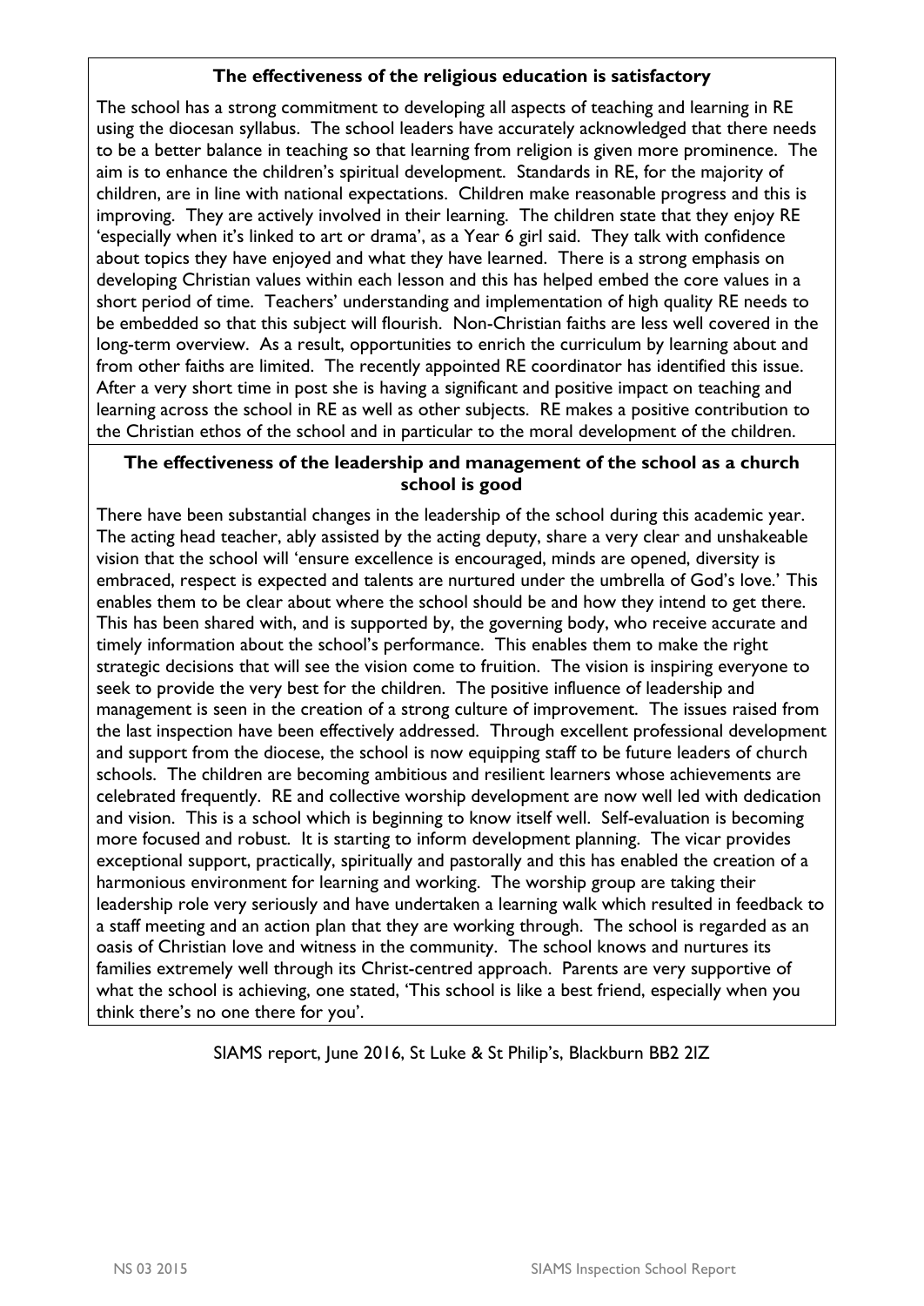**The effectiveness of the religious education is satisfactory**

The school has a strong commitment to developing all aspects of teaching and learning in RE using the diocesan syllabus. The school leaders have accurately acknowledged that there needs to be a better balance in teaching so that learning from religion is given more prominence. The aim is to enhance the children's spiritual development. Standards in RE, for the majority of children, are in line with national expectations. Children make reasonable progress and this is improving. They are actively involved in their learning. The children state that they enjoy RE 'especially when it's linked to art or drama', as a Year 6 girl said. They talk with confidence about topics they have enjoyed and what they have learned. There is a strong emphasis on developing Christian values within each lesson and this has helped embed the core values in a short period of time. Teachers' understanding and implementation of high quality RE needs to be embedded so that this subject will flourish. Non-Christian faiths are less well covered in the long-term overview. As a result, opportunities to enrich the curriculum by learning about and from other faiths are limited. The recently appointed RE coordinator has identified this issue. After a very short time in post she is having a significant and positive impact on teaching and learning across the school in RE as well as other subjects. RE makes a positive contribution to the Christian ethos of the school and in particular to the moral development of the children.

**The effectiveness of the leadership and management of the school as a church school is good**

There have been substantial changes in the leadership of the school during this academic year. The acting head teacher, ably assisted by the acting deputy, share a very clear and unshakeable vision that the school will 'ensure excellence is encouraged, minds are opened, diversity is embraced, respect is expected and talents are nurtured under the umbrella of God's love.' This enables them to be clear about where the school should be and how they intend to get there. This has been shared with, and is supported by, the governing body, who receive accurate and timely information about the school's performance. This enables them to make the right strategic decisions that will see the vision come to fruition. The vision is inspiring everyone to seek to provide the very best for the children. The positive influence of leadership and management is seen in the creation of a strong culture of improvement. The issues raised from the last inspection have been effectively addressed. Through excellent professional development and support from the diocese, the school is now equipping staff to be future leaders of church schools. The children are becoming ambitious and resilient learners whose achievements are celebrated frequently. RE and collective worship development are now well led with dedication and vision. This is a school which is beginning to know itself well. Self-evaluation is becoming more focused and robust. It is starting to inform development planning. The vicar provides exceptional support, practically, spiritually and pastorally and this has enabled the creation of a harmonious environment for learning and working. The worship group are taking their leadership role very seriously and have undertaken a learning walk which resulted in feedback to a staff meeting and an action plan that they are working through. The school is regarded as an oasis of Christian love and witness in the community. The school knows and nurtures its families extremely well through its Christ-centred approach. Parents are very supportive of what the school is achieving, one stated, 'This school is like a best friend, especially when you think there's no one there for you'.

SIAMS report, June 2016, St Luke & St Philip's, Blackburn BB2 2lZ